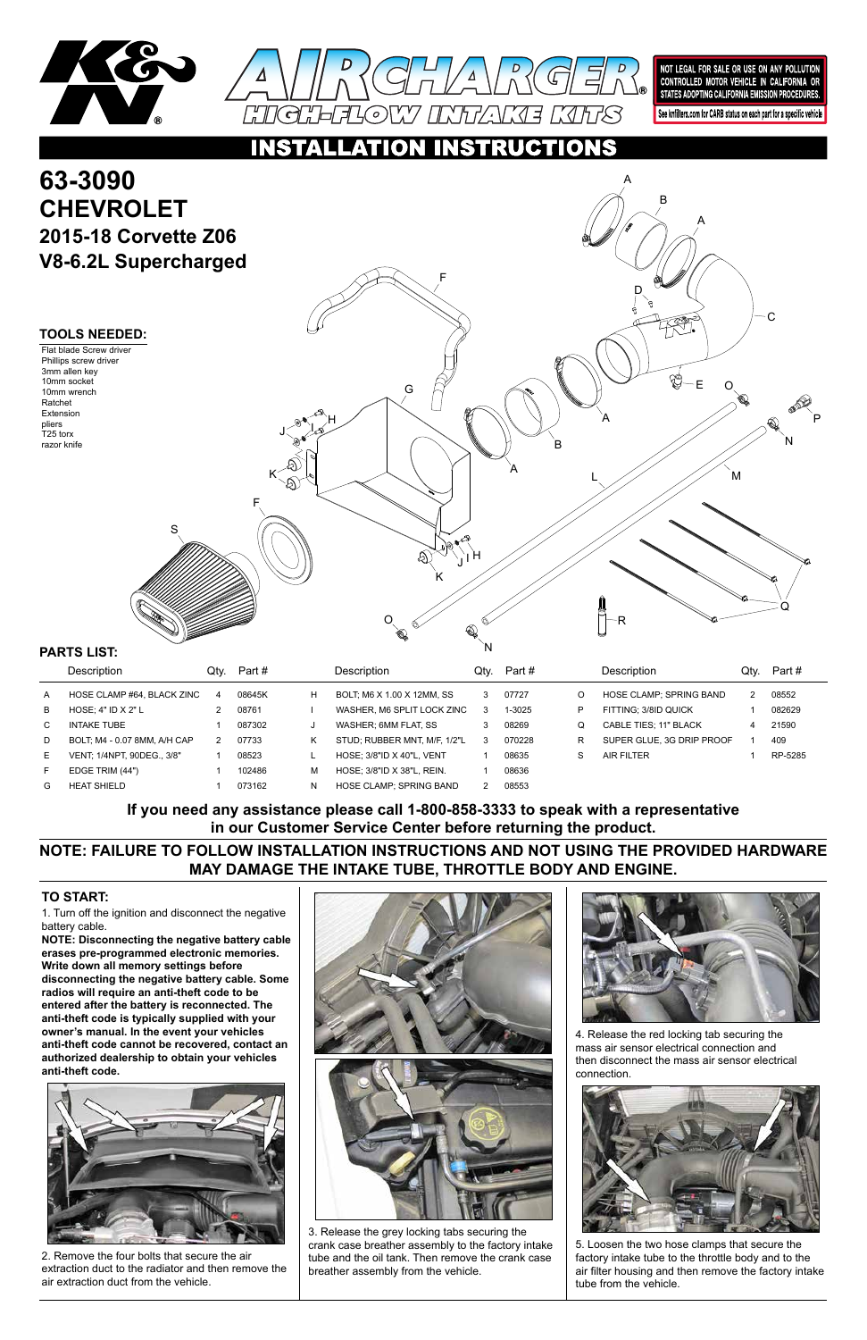NOT LEGAL FOR SALE OR USE ON ANY POLLUTION CONTROLLED MOTOR VEHICLE IN CALIFORNIA OR STATES ADOPTING CALIFORNIA EMISSION PROCEDURES.

See knfilters.com for CARB status on each part for a specific vehicle

# INSTALLATION INSTRUCTIONS

# 63-3090
# CHEVROLET
## 2015-18 Corvette Z06
## V8-6.2L Supercharged

### TOOLS NEEDED:

Flat blade Screw driver
Phillips screw driver
3mm allen key
10mm socket
10mm wrench
Ratchet
Extension
pliers
T25 torx
razor knife

### PARTS LIST:

| | Description | Qty. | Part # | | Description | Qty. | Part # | | Description | Qty. | Part # |
|---|---|---|---|---|---|---|---|---|---|---|---|
| A | HOSE CLAMP #64, BLACK ZINC | 4 | 08645K | H | BOLT; M6 X 1.00 X 12MM, SS | 3 | 07727 | O | HOSE CLAMP; SPRING BAND | 2 | 08552 |
| B | HOSE; 4" ID X 2" L | 2 | 08761 | I | WASHER, M6 SPLIT LOCK ZINC | 3 | 1-3025 | P | FITTING; 3/8ID QUICK | 1 | 082629 |
| C | INTAKE TUBE | 1 | 087302 | J | WASHER; 6MM FLAT, SS | 3 | 08269 | Q | CABLE TIES; 11" BLACK | 4 | 21590 |
| D | BOLT; M4 - 0.07 8MM, A/H CAP | 2 | 07733 | K | STUD; RUBBER MNT, M/F, 1/2"L | 3 | 070228 | R | SUPER GLUE, 3G DRIP PROOF | 1 | 409 |
| E | VENT; 1/4NPT, 90DEG., 3/8" | 1 | 08523 | L | HOSE; 3/8"ID X 40"L, VENT | 1 | 08635 | S | AIR FILTER | 1 | RP-5285 |
| F | EDGE TRIM (44") | 1 | 102486 | M | HOSE; 3/8"ID X 38"L, REIN. | 1 | 08636 | | | | |
| G | HEAT SHIELD | 1 | 073162 | N | HOSE CLAMP; SPRING BAND | 2 | 08553 | | | | |

**If you need any assistance please call 1-800-858-3333 to speak with a representative in our Customer Service Center before returning the product.**

**NOTE: FAILURE TO FOLLOW INSTALLATION INSTRUCTIONS AND NOT USING THE PROVIDED HARDWARE MAY DAMAGE THE INTAKE TUBE, THROTTLE BODY AND ENGINE.**

### TO START:

1. Turn off the ignition and disconnect the negative battery cable.

**NOTE: Disconnecting the negative battery cable erases pre-programmed electronic memories. Write down all memory settings before disconnecting the negative battery cable. Some radios will require an anti-theft code to be entered after the battery is reconnected. The anti-theft code is typically supplied with your owner's manual. In the event your vehicles anti-theft code cannot be recovered, contact an authorized dealership to obtain your vehicles anti-theft code.**

2. Remove the four bolts that secure the air extraction duct to the radiator and then remove the air extraction duct from the vehicle.

3. Release the grey locking tabs securing the crank case breather assembly to the factory intake tube and the oil tank. Then remove the crank case breather assembly from the vehicle.

4. Release the red locking tab securing the mass air sensor electrical connection and then disconnect the mass air sensor electrical connection.

5. Loosen the two hose clamps that secure the factory intake tube to the throttle body and to the air filter housing and then remove the factory intake tube from the vehicle.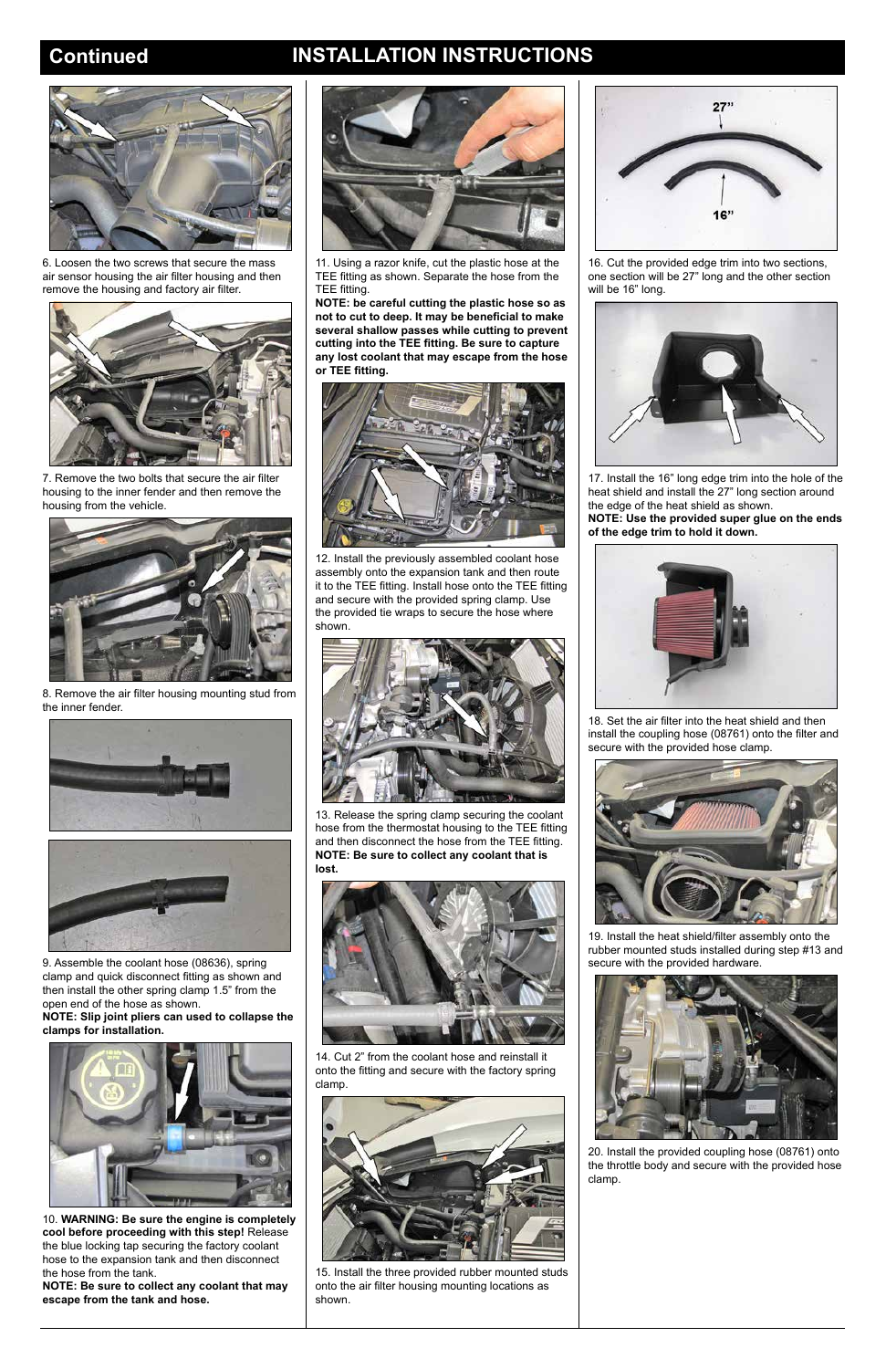## Continued INSTALLATION INSTRUCTIONS

6. Loosen the two screws that secure the mass air sensor housing the air filter housing and then remove the housing and factory air filter.

7. Remove the two bolts that secure the air filter housing to the inner fender and then remove the housing from the vehicle.

8. Remove the air filter housing mounting stud from the inner fender.

9. Assemble the coolant hose (08636), spring clamp and quick disconnect fitting as shown and then install the other spring clamp 1.5" from the open end of the hose as shown.
**NOTE: Slip joint pliers can used to collapse the clamps for installation.**

10. **WARNING: Be sure the engine is completely cool before proceeding with this step!** Release the blue locking tap securing the factory coolant hose to the expansion tank and then disconnect the hose from the tank.
**NOTE: Be sure to collect any coolant that may escape from the tank and hose.**

11. Using a razor knife, cut the plastic hose at the TEE fitting as shown. Separate the hose from the TEE fitting.
**NOTE: be careful cutting the plastic hose so as not to cut to deep. It may be beneficial to make several shallow passes while cutting to prevent cutting into the TEE fitting. Be sure to capture any lost coolant that may escape from the hose or TEE fitting.**

12. Install the previously assembled coolant hose assembly onto the expansion tank and then route it to the TEE fitting. Install hose onto the TEE fitting and secure with the provided spring clamp. Use the provided tie wraps to secure the hose where shown.

13. Release the spring clamp securing the coolant hose from the thermostat housing to the TEE fitting and then disconnect the hose from the TEE fitting.
**NOTE: Be sure to collect any coolant that is lost.**

14. Cut 2" from the coolant hose and reinstall it onto the fitting and secure with the factory spring clamp.

15. Install the three provided rubber mounted studs onto the air filter housing mounting locations as shown.

27"

16"

16. Cut the provided edge trim into two sections, one section will be 27" long and the other section will be 16" long.

17. Install the 16" long edge trim into the hole of the heat shield and install the 27" long section around the edge of the heat shield as shown.
**NOTE: Use the provided super glue on the ends of the edge trim to hold it down.**

18. Set the air filter into the heat shield and then install the coupling hose (08761) onto the filter and secure with the provided hose clamp.

19. Install the heat shield/filter assembly onto the rubber mounted studs installed during step #13 and secure with the provided hardware.

20. Install the provided coupling hose (08761) onto the throttle body and secure with the provided hose clamp.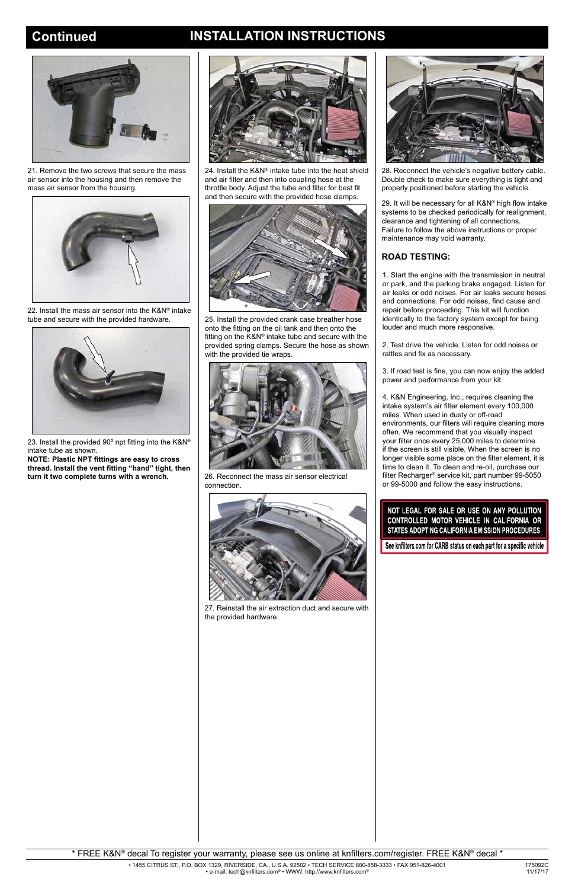## Continued INSTALLATION INSTRUCTIONS

21. Remove the two screws that secure the mass air sensor into the housing and then remove the mass air sensor from the housing.

22. Install the mass air sensor into the K&N® intake tube and secure with the provided hardware.

23. Install the provided 90º npt fitting into the K&N® intake tube as shown.

**NOTE: Plastic NPT fittings are easy to cross thread. Install the vent fitting "hand" tight, then turn it two complete turns with a wrench.**

24. Install the K&N® intake tube into the heat shield and air filter and then into coupling hose at the throttle body. Adjust the tube and filter for best fit and then secure with the provided hose clamps.

25. Install the provided crank case breather hose onto the fitting on the oil tank and then onto the fitting on the K&N® intake tube and secure with the provided spring clamps. Secure the hose as shown with the provided tie wraps.

26. Reconnect the mass air sensor electrical connection.

27. Reinstall the air extraction duct and secure with the provided hardware.

28. Reconnect the vehicle's negative battery cable. Double check to make sure everything is tight and properly positioned before starting the vehicle.

29. It will be necessary for all K&N® high flow intake systems to be checked periodically for realignment, clearance and tightening of all connections. Failure to follow the above instructions or proper maintenance may void warranty.

### ROAD TESTING:

1. Start the engine with the transmission in neutral or park, and the parking brake engaged. Listen for air leaks or odd noises. For air leaks secure hoses and connections. For odd noises, find cause and repair before proceeding. This kit will function identically to the factory system except for being louder and much more responsive.

2. Test drive the vehicle. Listen for odd noises or rattles and fix as necessary.

3. If road test is fine, you can now enjoy the added power and performance from your kit.

4. K&N Engineering, Inc., requires cleaning the intake system's air filter element every 100,000 miles. When used in dusty or off-road environments, our filters will require cleaning more often. We recommend that you visually inspect your filter once every 25,000 miles to determine if the screen is still visible. When the screen is no longer visible some place on the filter element, it is time to clean it. To clean and re-oil, purchase our filter Recharger® service kit, part number 99-5050 or 99-5000 and follow the easy instructions.

**NOT LEGAL FOR SALE OR USE ON ANY POLLUTION CONTROLLED MOTOR VEHICLE IN CALIFORNIA OR STATES ADOPTING CALIFORNIA EMISSION PROCEDURES.**

See knfilters.com for CARB status on each part for a specific vehicle

* FREE K&N® decal To register your warranty, please see us online at knfilters.com/register. FREE K&N® decal *

• 1455 CITRUS ST., P.O. BOX 1329, RIVERSIDE, CA., U.S.A. 92502 • TECH SERVICE 800-858-3333 • FAX 951-826-4001
• e-mail: tech@knfilters.com® • WWW: http://www.knfilters.com®

175092C
11/17/17